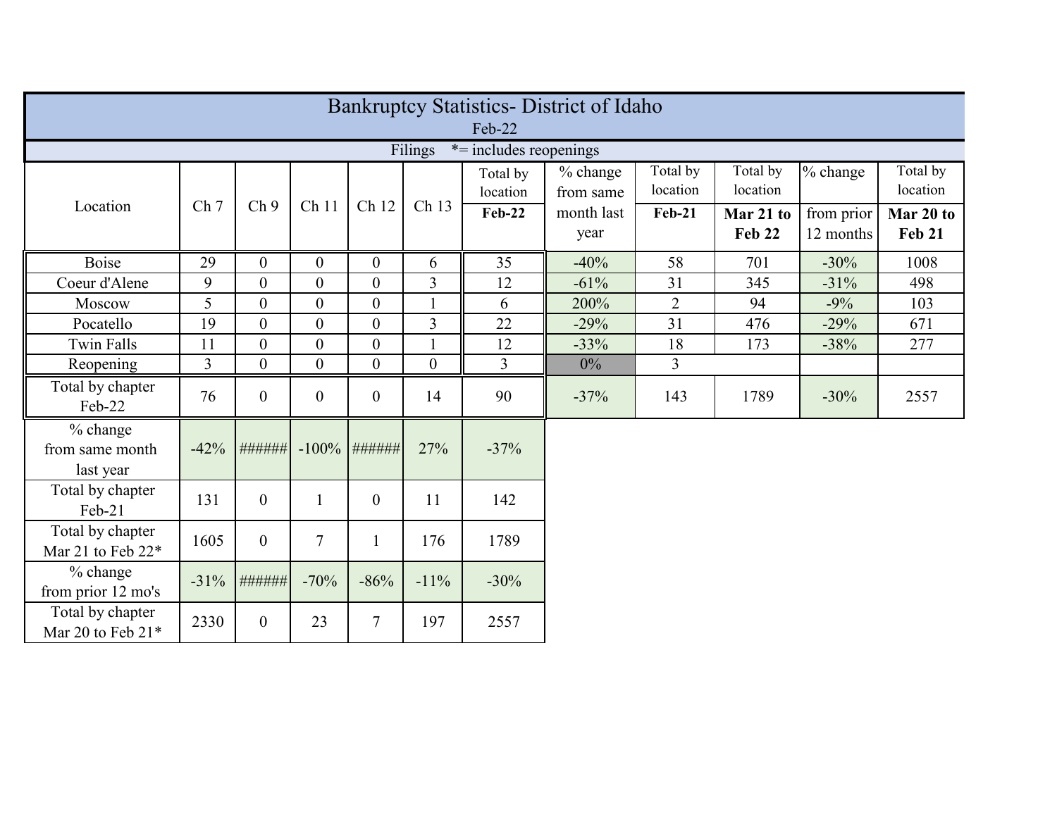# Bankruptcy Statistics- District of Idaho

Feb-22

Filings *= includes reopenings

| Location | Ch 7 | Ch 9 | Ch 11 | Ch 12 | Ch 13 | Total by location **Feb-22** | % change from same month last year | Total by location **Feb-21** | Total by location **Mar 21 to Feb 22** | % change from prior 12 months | Total by location **Mar 20 to Feb 21** |
|---|---|---|---|---|---|---|---|---|---|---|---|
| Boise | 29 | 0 | 0 | 0 | 6 | 35 | -40% | 58 | 701 | -30% | 1008 |
| Coeur d'Alene | 9 | 0 | 0 | 0 | 3 | 12 | -61% | 31 | 345 | -31% | 498 |
| Moscow | 5 | 0 | 0 | 0 | 1 | 6 | 200% | 2 | 94 | -9% | 103 |
| Pocatello | 19 | 0 | 0 | 0 | 3 | 22 | -29% | 31 | 476 | -29% | 671 |
| Twin Falls | 11 | 0 | 0 | 0 | 1 | 12 | -33% | 18 | 173 | -38% | 277 |
| Reopening | 3 | 0 | 0 | 0 | 0 | 3 | 0% | 3 | | | |
| Total by chapter Feb-22 | 76 | 0 | 0 | 0 | 14 | 90 | -37% | 143 | 1789 | -30% | 2557 |
| % change from same month last year | -42% | ###### | -100% | ###### | 27% | -37% | | | | | |
| Total by chapter Feb-21 | 131 | 0 | 1 | 0 | 11 | 142 | | | | | |
| Total by chapter Mar 21 to Feb 22* | 1605 | 0 | 7 | 1 | 176 | 1789 | | | | | |
| % change from prior 12 mo's | -31% | ###### | -70% | -86% | -11% | -30% | | | | | |
| Total by chapter Mar 20 to Feb 21* | 2330 | 0 | 23 | 7 | 197 | 2557 | | | | | |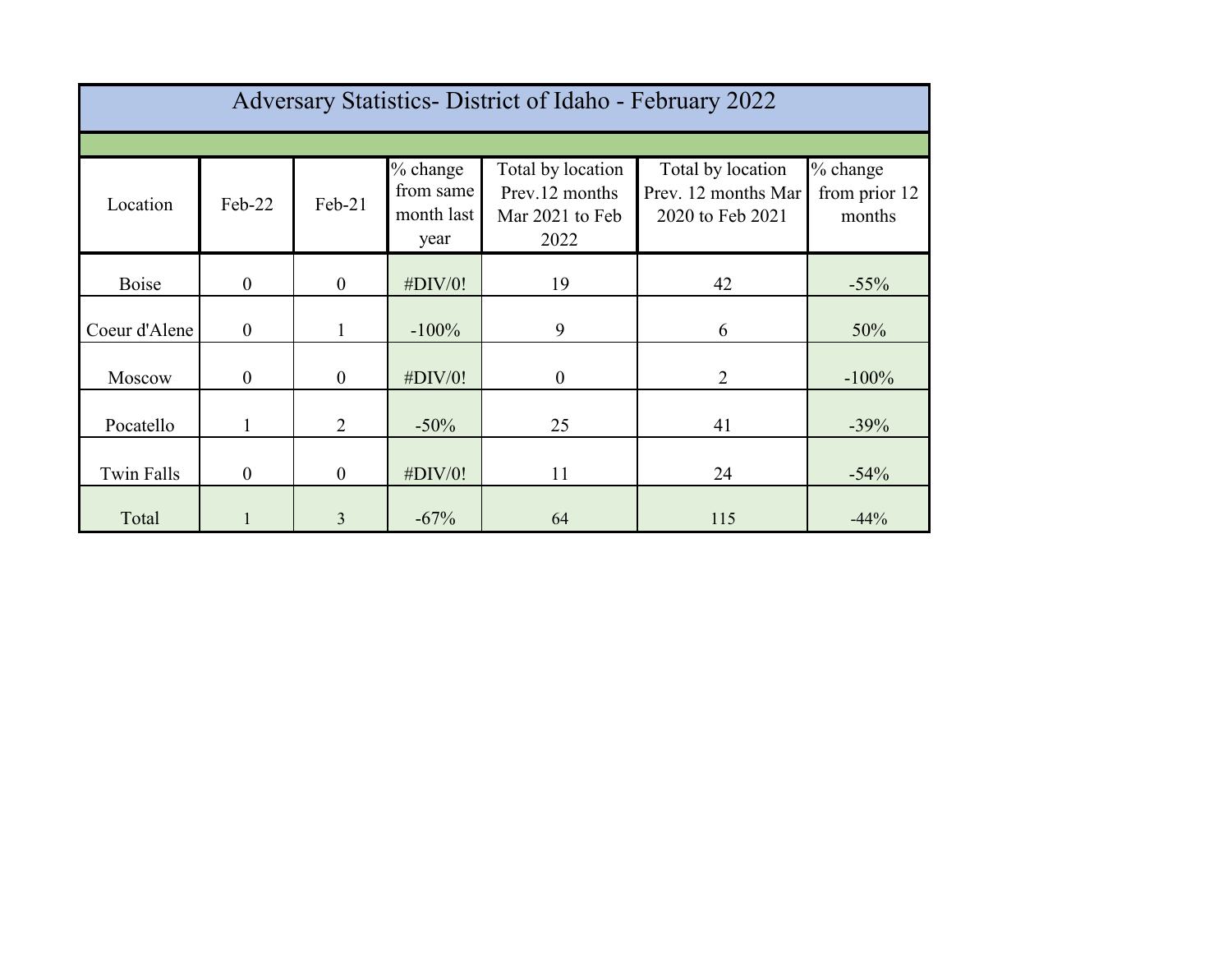# Adversary Statistics- District of Idaho - February 2022

| Location | Feb-22 | Feb-21 | % change from same month last year | Total by location Prev.12 months Mar 2021 to Feb 2022 | Total by location Prev. 12 months Mar 2020 to Feb 2021 | % change from prior 12 months |
|---|---|---|---|---|---|---|
| Boise | 0 | 0 | #DIV/0! | 19 | 42 | -55% |
| Coeur d'Alene | 0 | 1 | -100% | 9 | 6 | 50% |
| Moscow | 0 | 0 | #DIV/0! | 0 | 2 | -100% |
| Pocatello | 1 | 2 | -50% | 25 | 41 | -39% |
| Twin Falls | 0 | 0 | #DIV/0! | 11 | 24 | -54% |
| Total | 1 | 3 | -67% | 64 | 115 | -44% |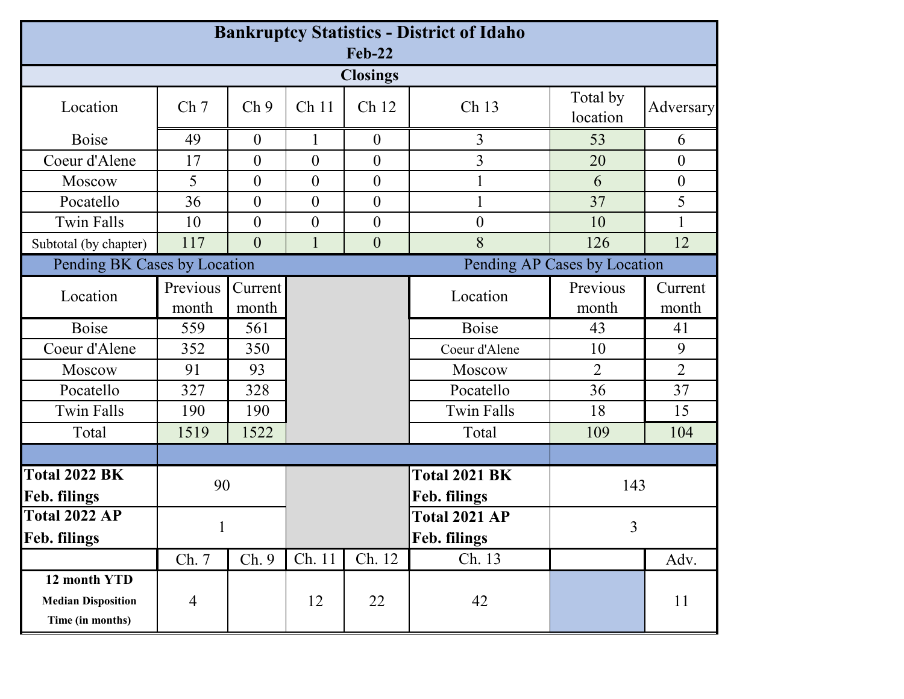# Bankruptcy Statistics - District of Idaho

## Feb-22

### Closings

| Location | Ch 7 | Ch 9 | Ch 11 | Ch 12 | Ch 13 | Total by location | Adversary |
|---|---|---|---|---|---|---|---|
| Boise | 49 | 0 | 1 | 0 | 3 | 53 | 6 |
| Coeur d'Alene | 17 | 0 | 0 | 0 | 3 | 20 | 0 |
| Moscow | 5 | 0 | 0 | 0 | 1 | 6 | 0 |
| Pocatello | 36 | 0 | 0 | 0 | 1 | 37 | 5 |
| Twin Falls | 10 | 0 | 0 | 0 | 0 | 10 | 1 |
| Subtotal (by chapter) | 117 | 0 | 1 | 0 | 8 | 126 | 12 |

### Pending BK Cases by Location

| Location | Previous month | Current month |
|---|---|---|
| Boise | 559 | 561 |
| Coeur d'Alene | 352 | 350 |
| Moscow | 91 | 93 |
| Pocatello | 327 | 328 |
| Twin Falls | 190 | 190 |
| Total | 1519 | 1522 |

### Pending AP Cases by Location

| Location | Previous month | Current month |
|---|---|---|
| Boise | 43 | 41 |
| Coeur d'Alene | 10 | 9 |
| Moscow | 2 | 2 |
| Pocatello | 36 | 37 |
| Twin Falls | 18 | 15 |
| Total | 109 | 104 |

| | | | |
|---|---|---|---|
| **Total 2022 BK Feb. filings** | 90 | **Total 2021 BK Feb. filings** | 143 |
| **Total 2022 AP Feb. filings** | 1 | **Total 2021 AP Feb. filings** | 3 |

| | Ch. 7 | Ch. 9 | Ch. 11 | Ch. 12 | Ch. 13 | | Adv. |
|---|---|---|---|---|---|---|---|
| **12 month YTD Median Disposition Time (in months)** | 4 | | 12 | 22 | 42 | | 11 |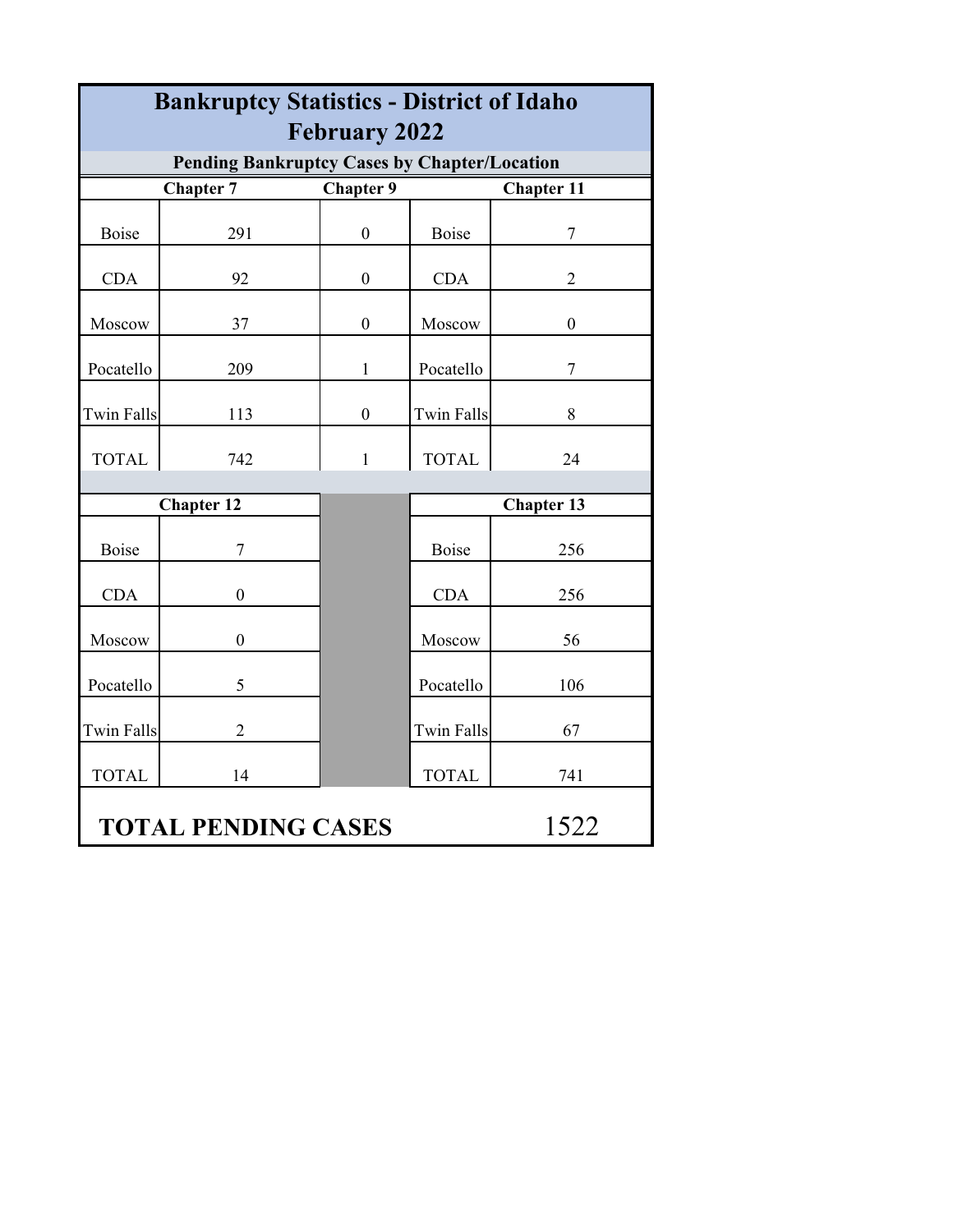# Bankruptcy Statistics - District of Idaho
## February 2022

### Pending Bankruptcy Cases by Chapter/Location

| | Chapter 7 | Chapter 9 | | Chapter 11 |
|---|---|---|---|---|
| Boise | 291 | 0 | Boise | 7 |
| CDA | 92 | 0 | CDA | 2 |
| Moscow | 37 | 0 | Moscow | 0 |
| Pocatello | 209 | 1 | Pocatello | 7 |
| Twin Falls | 113 | 0 | Twin Falls | 8 |
| TOTAL | 742 | 1 | TOTAL | 24 |

| | Chapter 12 | | Chapter 13 |
|---|---|---|---|
| Boise | 7 | Boise | 256 |
| CDA | 0 | CDA | 256 |
| Moscow | 0 | Moscow | 56 |
| Pocatello | 5 | Pocatello | 106 |
| Twin Falls | 2 | Twin Falls | 67 |
| TOTAL | 14 | TOTAL | 741 |

**TOTAL PENDING CASES** 1522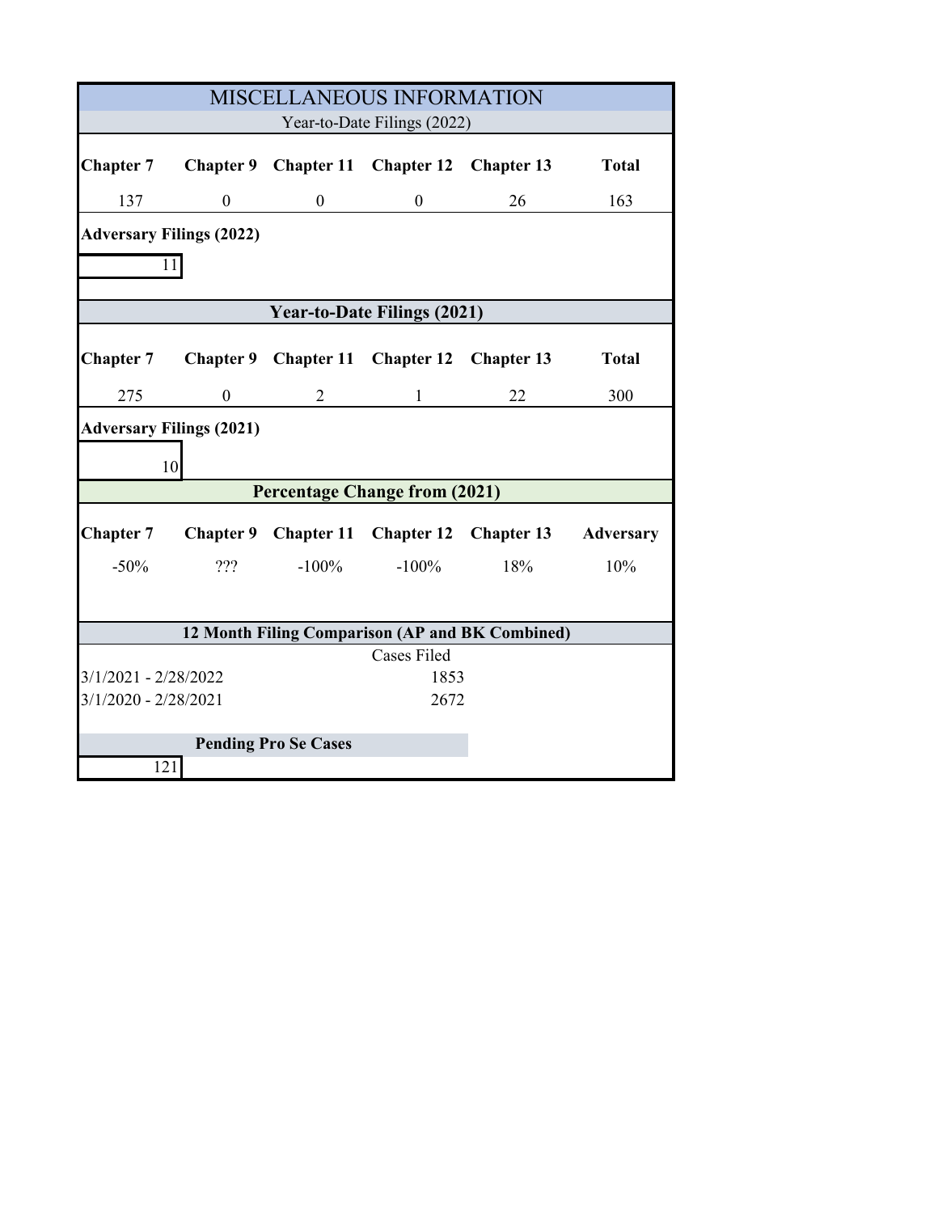# MISCELLANEOUS INFORMATION

## Year-to-Date Filings (2022)

| Chapter 7 | Chapter 9 | Chapter 11 | Chapter 12 | Chapter 13 | Total |
|---|---|---|---|---|---|
| 137 | 0 | 0 | 0 | 26 | 163 |

**Adversary Filings (2022)**

| |
|---|
| 11 |

## Year-to-Date Filings (2021)

| Chapter 7 | Chapter 9 | Chapter 11 | Chapter 12 | Chapter 13 | Total |
|---|---|---|---|---|---|
| 275 | 0 | 2 | 1 | 22 | 300 |

**Adversary Filings (2021)**

| |
|---|
| 10 |

## Percentage Change from (2021)

| Chapter 7 | Chapter 9 | Chapter 11 | Chapter 12 | Chapter 13 | Adversary |
|---|---|---|---|---|---|
| -50% | ??? | -100% | -100% | 18% | 10% |

## 12 Month Filing Comparison (AP and BK Combined)

| | Cases Filed |
|---|---|
| 3/1/2021 - 2/28/2022 | 1853 |
| 3/1/2020 - 2/28/2021 | 2672 |

**Pending Pro Se Cases**

| |
|---|
| 121 |